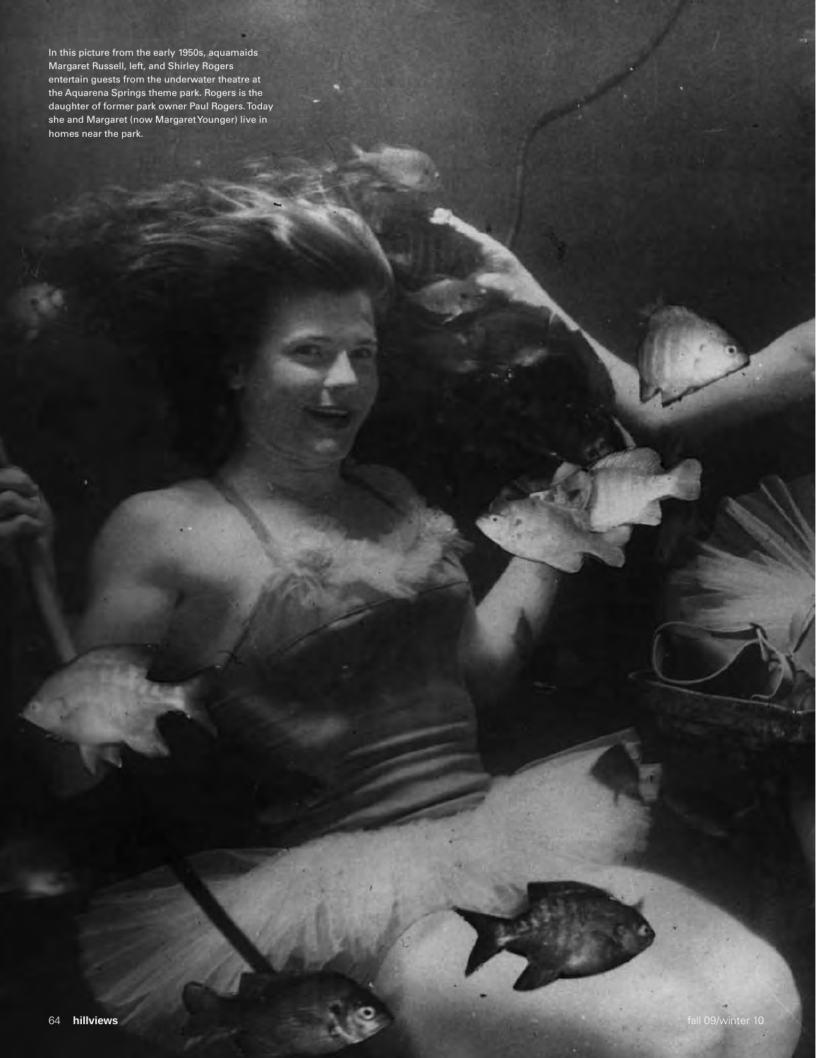In this picture from the early 1950s, aquamaids Margaret Russell, left, and Shirley Rogers entertain guests from the underwater theatre at the Aquarena Springs theme park. Rogers is the daughter of former park owner Paul Rogers. Today she and Margaret (now Margaret Younger) live in homes near the park.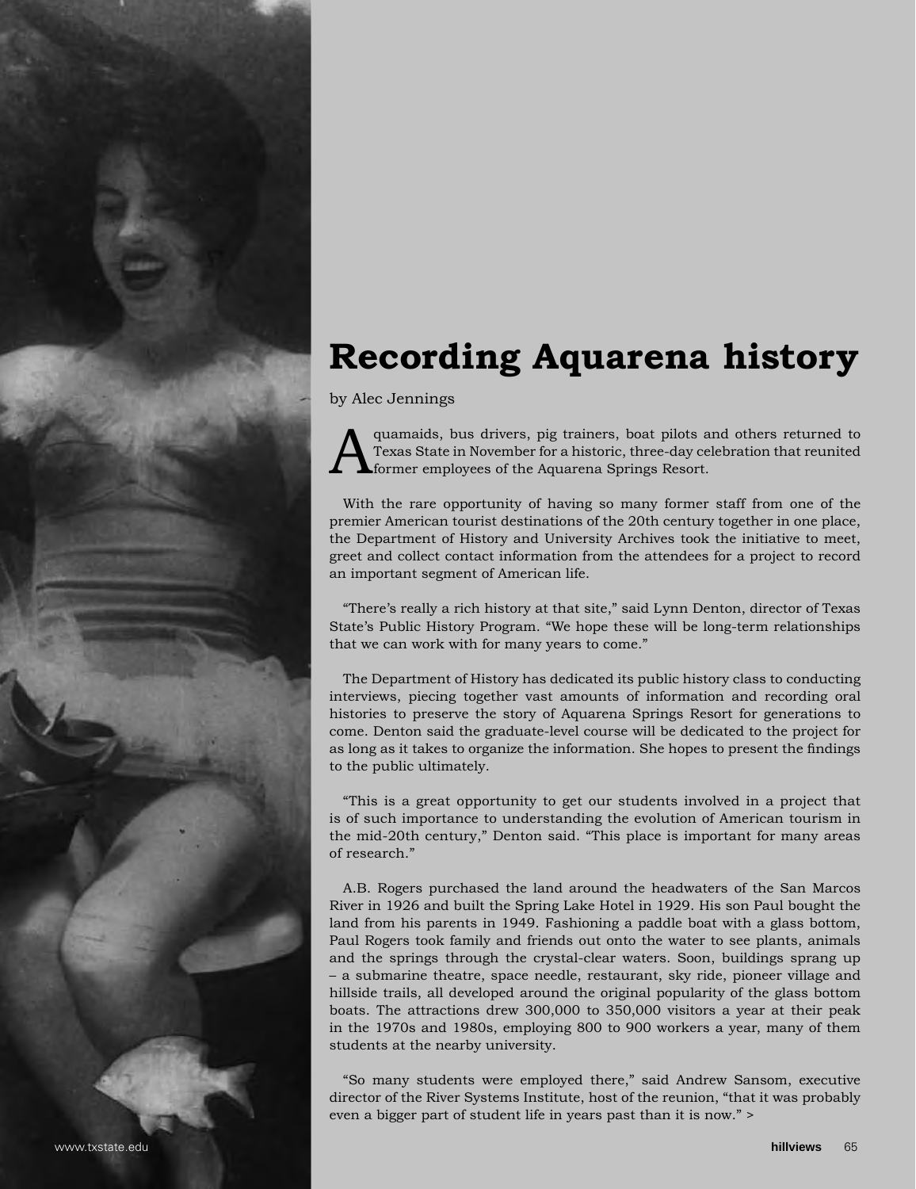# Recording Aquarena history

by Alec Jennings

Aquamaids, bus drivers, pig trainers, boat pilots and others returned to Texas State in November for a historic, three-day celebration that reunited former employees of the Aquarena Springs Resort.

With the rare opportunity of having so many former staff from one of the premier American tourist destinations of the 20th century together in one place, the Department of History and University Archives took the initiative to meet, greet and collect contact information from the attendees for a project to record an important segment of American life.

"There's really a rich history at that site," said Lynn Denton, director of Texas State's Public History Program. "We hope these will be long-term relationships that we can work with for many years to come."

The Department of History has dedicated its public history class to conducting interviews, piecing together vast amounts of information and recording oral histories to preserve the story of Aquarena Springs Resort for generations to come. Denton said the graduate-level course will be dedicated to the project for as long as it takes to organize the information. She hopes to present the findings to the public ultimately.

"This is a great opportunity to get our students involved in a project that is of such importance to understanding the evolution of American tourism in the mid-20th century," Denton said. "This place is important for many areas of research."

A.B. Rogers purchased the land around the headwaters of the San Marcos River in 1926 and built the Spring Lake Hotel in 1929. His son Paul bought the land from his parents in 1949. Fashioning a paddle boat with a glass bottom, Paul Rogers took family and friends out onto the water to see plants, animals and the springs through the crystal-clear waters. Soon, buildings sprang up – a submarine theatre, space needle, restaurant, sky ride, pioneer village and hillside trails, all developed around the original popularity of the glass bottom boats. The attractions drew 300,000 to 350,000 visitors a year at their peak in the 1970s and 1980s, employing 800 to 900 workers a year, many of them students at the nearby university.

"So many students were employed there," said Andrew Sansom, executive director of the River Systems Institute, host of the reunion, "that it was probably even a bigger part of student life in years past than it is now." >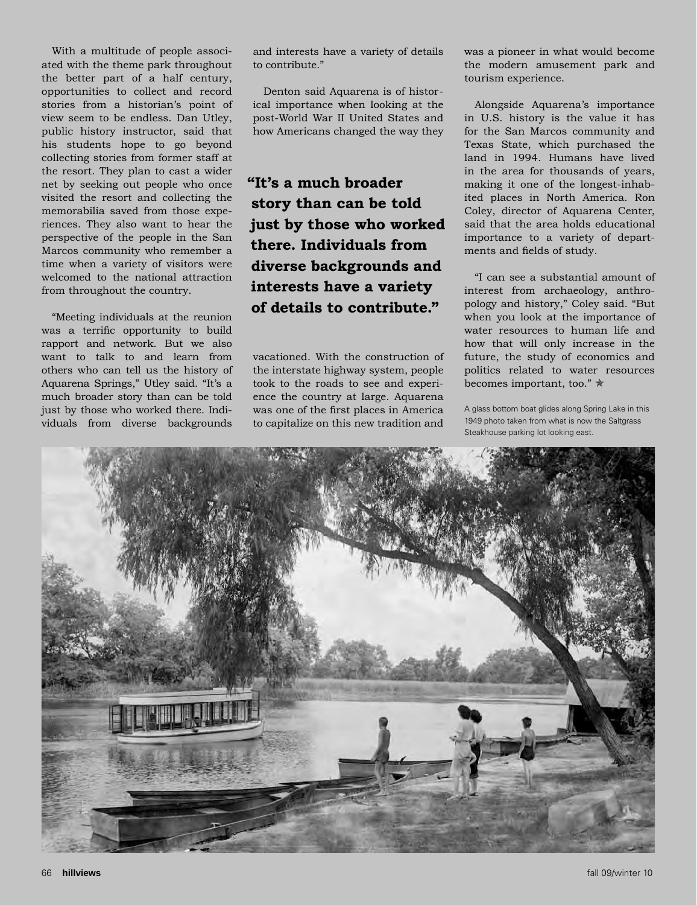With a multitude of people associated with the theme park throughout the better part of a half century, opportunities to collect and record stories from a historian's point of view seem to be endless. Dan Utley, public history instructor, said that his students hope to go beyond collecting stories from former staff at the resort. They plan to cast a wider net by seeking out people who once visited the resort and collecting the memorabilia saved from those experiences. They also want to hear the perspective of the people in the San Marcos community who remember a time when a variety of visitors were welcomed to the national attraction from throughout the country.

"Meeting individuals at the reunion was a terrific opportunity to build rapport and network. But we also want to talk to and learn from others who can tell us the history of Aquarena Springs," Utley said. "It's a much broader story than can be told just by those who worked there. Individuals from diverse backgrounds and interests have a variety of details to contribute."

Denton said Aquarena is of historical importance when looking at the post-World War II United States and how Americans changed the way they vacationed. With the construction of the interstate highway system, people took to the roads to see and experience the country at large. Aquarena was one of the first places in America to capitalize on this new tradition and was a pioneer in what would become the modern amusement park and tourism experience.

**"It's a much broader story than can be told just by those who worked there. Individuals from diverse backgrounds and interests have a variety of details to contribute."**

Alongside Aquarena's importance in U.S. history is the value it has for the San Marcos community and Texas State, which purchased the land in 1994. Humans have lived in the area for thousands of years, making it one of the longest-inhabited places in North America. Ron Coley, director of Aquarena Center, said that the area holds educational importance to a variety of departments and fields of study.

"I can see a substantial amount of interest from archaeology, anthropology and history," Coley said. "But when you look at the importance of water resources to human life and how that will only increase in the future, the study of economics and politics related to water resources becomes important, too." ✯

A glass bottom boat glides along Spring Lake in this 1949 photo taken from what is now the Saltgrass Steakhouse parking lot looking east.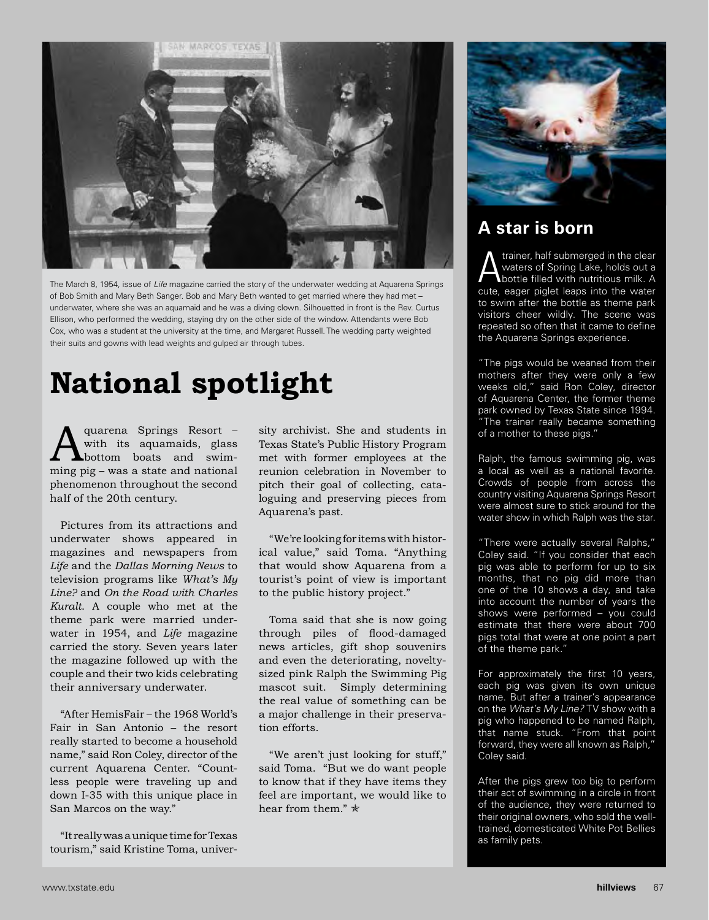The March 8, 1954, issue of *Life* magazine carried the story of the underwater wedding at Aquarena Springs of Bob Smith and Mary Beth Sanger. Bob and Mary Beth wanted to get married where they had met – underwater, where she was an aquamaid and he was a diving clown. Silhouetted in front is the Rev. Curtus Ellison, who performed the wedding, staying dry on the other side of the window. Attendants were Bob Cox, who was a student at the university at the time, and Margaret Russell. The wedding party weighted their suits and gowns with lead weights and gulped air through tubes.

# National spotlight

Aquarena Springs Resort – with its aquamaids, glass bottom boats and swimming pig – was a state and national phenomenon throughout the second half of the 20th century.

Pictures from its attractions and underwater shows appeared in magazines and newspapers from *Life* and the *Dallas Morning News* to television programs like *What's My Line?* and *On the Road with Charles Kuralt.* A couple who met at the theme park were married underwater in 1954, and *Life* magazine carried the story. Seven years later the magazine followed up with the couple and their two kids celebrating their anniversary underwater.

"After HemisFair – the 1968 World's Fair in San Antonio – the resort really started to become a household name," said Ron Coley, director of the current Aquarena Center. "Countless people were traveling up and down I-35 with this unique place in San Marcos on the way."

"It really was a unique time for Texas tourism," said Kristine Toma, university archivist. She and students in Texas State's Public History Program met with former employees at the reunion celebration in November to pitch their goal of collecting, cataloguing and preserving pieces from Aquarena's past.

"We're looking for items with historical value," said Toma. "Anything that would show Aquarena from a tourist's point of view is important to the public history project."

Toma said that she is now going through piles of flood-damaged news articles, gift shop souvenirs and even the deteriorating, novelty-sized pink Ralph the Swimming Pig mascot suit. Simply determining the real value of something can be a major challenge in their preservation efforts.

"We aren't just looking for stuff," said Toma. "But we do want people to know that if they have items they feel are important, we would like to hear from them." ✯

## A star is born

A trainer, half submerged in the clear waters of Spring Lake, holds out a bottle filled with nutritious milk. A cute, eager piglet leaps into the water to swim after the bottle as theme park visitors cheer wildly. The scene was repeated so often that it came to define the Aquarena Springs experience.

"The pigs would be weaned from their mothers after they were only a few weeks old," said Ron Coley, director of Aquarena Center, the former theme park owned by Texas State since 1994. "The trainer really became something of a mother to these pigs."

Ralph, the famous swimming pig, was a local as well as a national favorite. Crowds of people from across the country visiting Aquarena Springs Resort were almost sure to stick around for the water show in which Ralph was the star.

"There were actually several Ralphs," Coley said. "If you consider that each pig was able to perform for up to six months, that no pig did more than one of the 10 shows a day, and take into account the number of years the shows were performed – you could estimate that there were about 700 pigs total that were at one point a part of the theme park."

For approximately the first 10 years, each pig was given its own unique name. But after a trainer's appearance on the *What's My Line?* TV show with a pig who happened to be named Ralph, that name stuck. "From that point forward, they were all known as Ralph," Coley said.

After the pigs grew too big to perform their act of swimming in a circle in front of the audience, they were returned to their original owners, who sold the well-trained, domesticated White Pot Bellies as family pets.